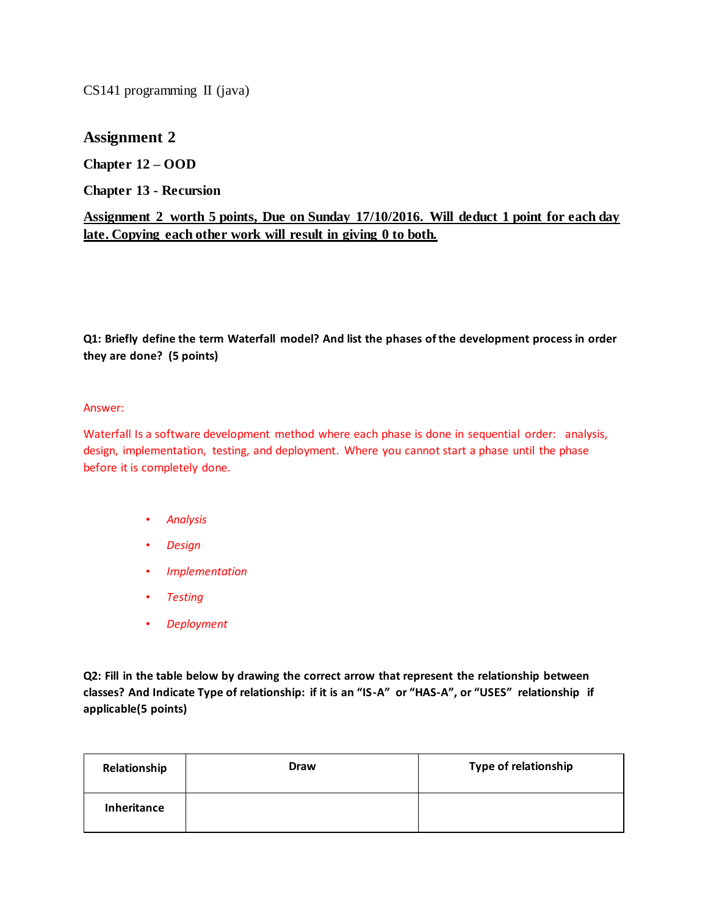CS141 programming II (java)

## Assignment 2

### Chapter 12 – OOD

### Chapter 13 - Recursion

**Assignment 2 worth 5 points, Due on Sunday 17/10/2016. Will deduct 1 point for each day late. Copying each other work will result in giving 0 to both.**

**Q1: Briefly define the term Waterfall model? And list the phases of the development process in order they are done? (5 points)**

Answer:

Waterfall Is a software development method where each phase is done in sequential order: analysis, design, implementation, testing, and deployment. Where you cannot start a phase until the phase before it is completely done.

- *Analysis*
- *Design*
- *Implementation*
- *Testing*
- *Deployment*

**Q2: Fill in the table below by drawing the correct arrow that represent the relationship between classes? And Indicate Type of relationship: if it is an "IS-A" or "HAS-A", or "USES" relationship if applicable(5 points)**

| Relationship | Draw | Type of relationship |
| --- | --- | --- |
| Inheritance | | |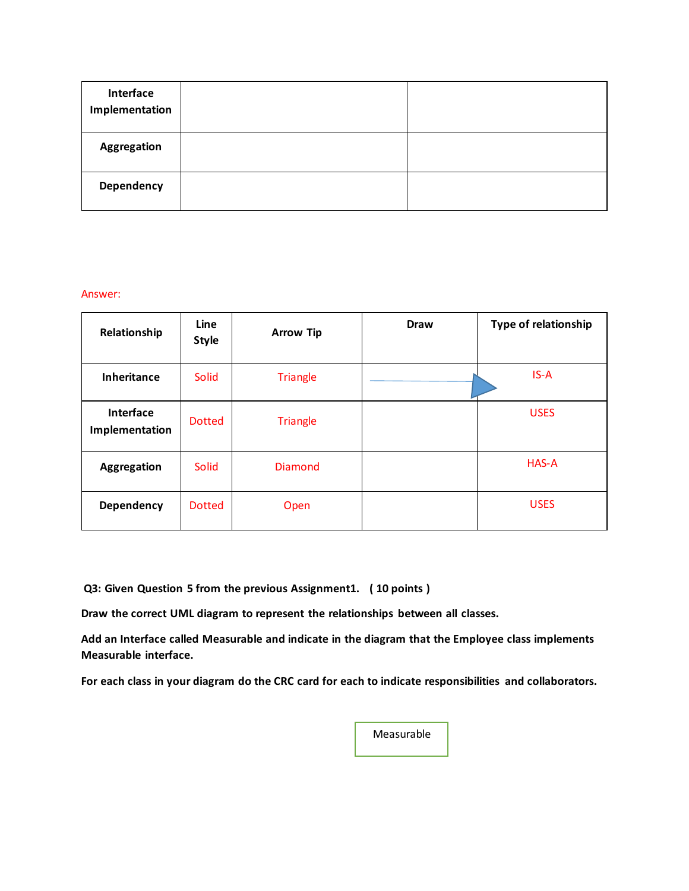| Interface Implementation | | |
|---|---|---|
| Aggregation | | |
| Dependency | | |

Answer:

| Relationship | Line Style | Arrow Tip | Draw | Type of relationship |
|---|---|---|---|---|
| Inheritance | Solid | Triangle | | IS-A |
| Interface Implementation | Dotted | Triangle | | USES |
| Aggregation | Solid | Diamond | | HAS-A |
| Dependency | Dotted | Open | | USES |

**Q3: Given Question 5 from the previous Assignment1. ( 10 points )**

**Draw the correct UML diagram to represent the relationships between all classes.**

**Add an Interface called Measurable and indicate in the diagram that the Employee class implements Measurable interface.**

**For each class in your diagram do the CRC card for each to indicate responsibilities and collaborators.**

Measurable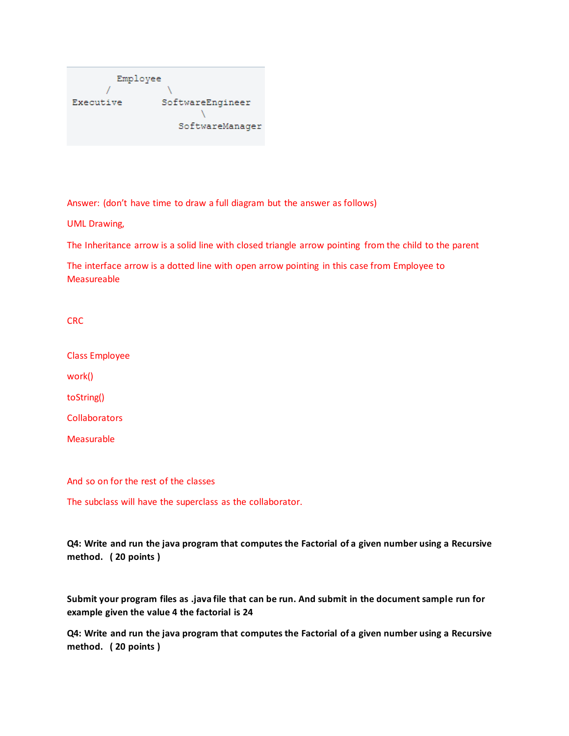```
        Employee
       /        \
Executive       SoftwareEngineer
                    \
                  SoftwareManager
```

Answer: (don't have time to draw a full diagram but the answer as follows)

UML Drawing,

The Inheritance arrow is a solid line with closed triangle arrow pointing from the child to the parent

The interface arrow is a dotted line with open arrow pointing in this case from Employee to Measureable

CRC

Class Employee

work()

toString()

Collaborators

Measurable

And so on for the rest of the classes

The subclass will have the superclass as the collaborator.

**Q4: Write and run the java program that computes the Factorial of a given number using a Recursive method. ( 20 points )**

**Submit your program files as .java file that can be run. And submit in the document sample run for example given the value 4 the factorial is 24**

**Q4: Write and run the java program that computes the Factorial of a given number using a Recursive method. ( 20 points )**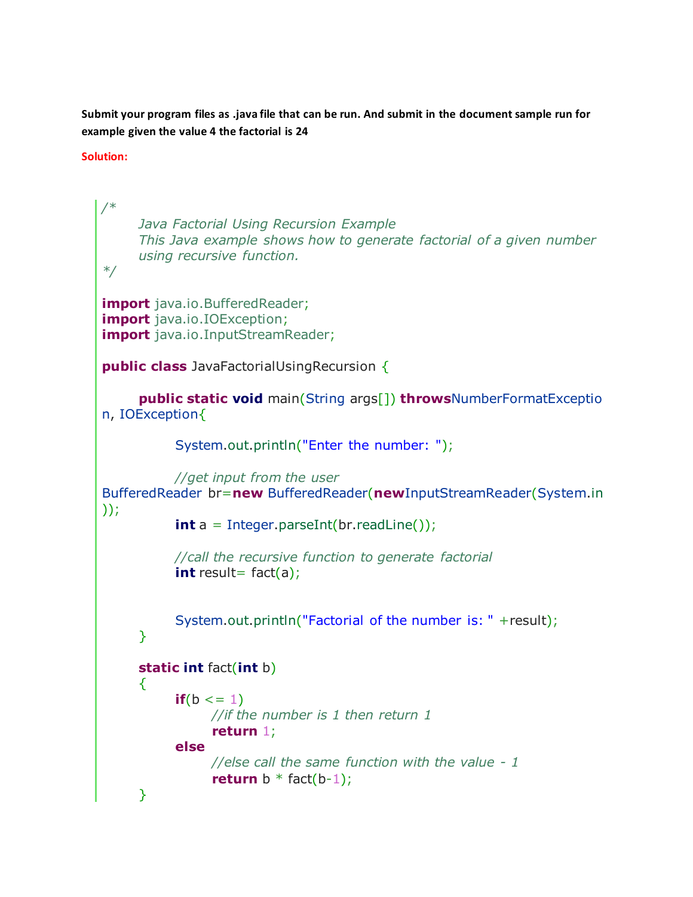**Submit your program files as .java file that can be run. And submit in the document sample run for example given the value 4 the factorial is 24**

**Solution:**

```
/*
      Java Factorial Using Recursion Example
      This Java example shows how to generate factorial of a given number
      using recursive function.
*/

import java.io.BufferedReader;
import java.io.IOException;
import java.io.InputStreamReader;

public class JavaFactorialUsingRecursion {

      public static void main(String args[]) throwsNumberFormatExceptio
n, IOException{

            System.out.println("Enter the number: ");

            //get input from the user
BufferedReader br=new BufferedReader(newInputStreamReader(System.in
));
            int a = Integer.parseInt(br.readLine());

            //call the recursive function to generate factorial
            int result= fact(a);


            System.out.println("Factorial of the number is: " +result);
      }

      static int fact(int b)
      {
            if(b <= 1)
                  //if the number is 1 then return 1
                  return 1;
            else
                  //else call the same function with the value - 1
                  return b * fact(b-1);
      }
```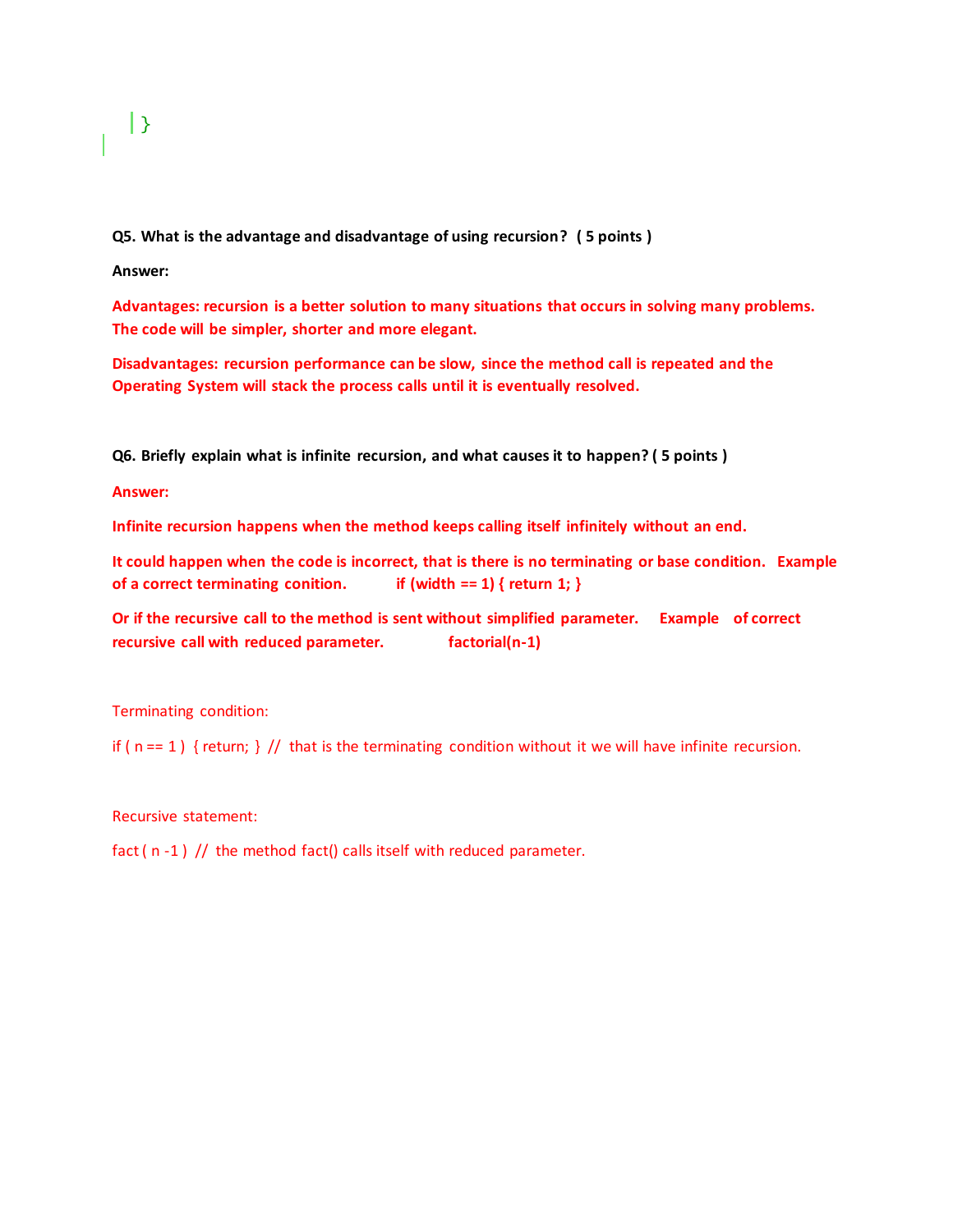```
}
```

**Q5. What is the advantage and disadvantage of using recursion? ( 5 points )**

**Answer:**

**Advantages: recursion is a better solution to many situations that occurs in solving many problems. The code will be simpler, shorter and more elegant.**

**Disadvantages: recursion performance can be slow, since the method call is repeated and the Operating System will stack the process calls until it is eventually resolved.**

**Q6. Briefly explain what is infinite recursion, and what causes it to happen? ( 5 points )**

**Answer:**

**Infinite recursion happens when the method keeps calling itself infinitely without an end.**

**It could happen when the code is incorrect, that is there is no terminating or base condition. Example of a correct terminating conition. if (width == 1) { return 1; }**

**Or if the recursive call to the method is sent without simplified parameter. Example of correct recursive call with reduced parameter. factorial(n-1)**

Terminating condition:

if ( n == 1 ) { return; } // that is the terminating condition without it we will have infinite recursion.

Recursive statement:

fact ( n -1 ) // the method fact() calls itself with reduced parameter.